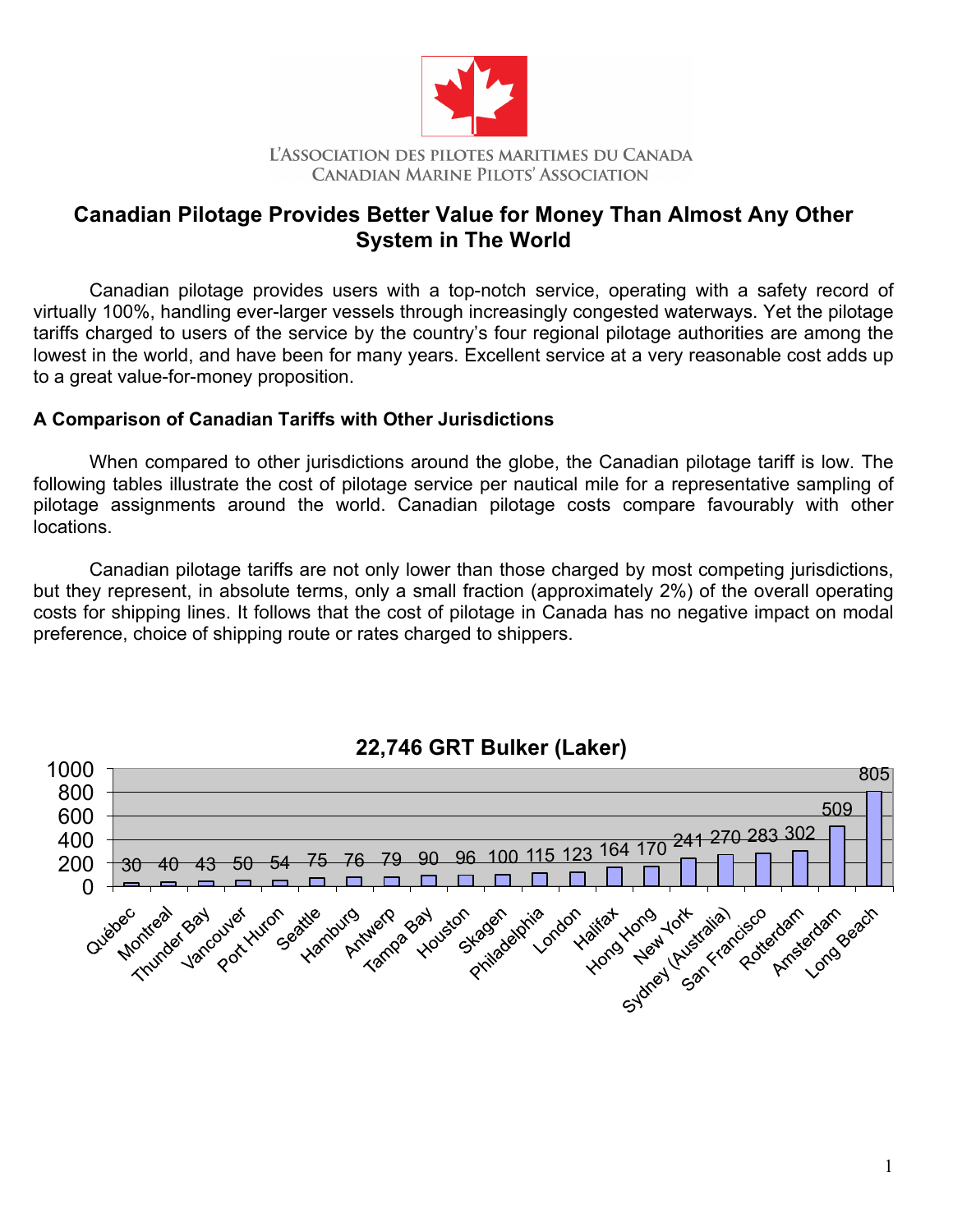L'ASSOCIATION DES PILOTES MARITIMES DU CANADA
CANADIAN MARINE PILOTS' ASSOCIATION

# Canadian Pilotage Provides Better Value for Money Than Almost Any Other System in The World

Canadian pilotage provides users with a top-notch service, operating with a safety record of virtually 100%, handling ever-larger vessels through increasingly congested waterways. Yet the pilotage tariffs charged to users of the service by the country's four regional pilotage authorities are among the lowest in the world, and have been for many years. Excellent service at a very reasonable cost adds up to a great value-for-money proposition.

**A Comparison of Canadian Tariffs with Other Jurisdictions**

When compared to other jurisdictions around the globe, the Canadian pilotage tariff is low. The following tables illustrate the cost of pilotage service per nautical mile for a representative sampling of pilotage assignments around the world. Canadian pilotage costs compare favourably with other locations.

Canadian pilotage tariffs are not only lower than those charged by most competing jurisdictions, but they represent, in absolute terms, only a small fraction (approximately 2%) of the overall operating costs for shipping lines. It follows that the cost of pilotage in Canada has no negative impact on modal preference, choice of shipping route or rates charged to shippers.

**22,746 GRT Bulker (Laker)**

| Location | Value |
|---|---|
| Québec | 30 |
| Montreal | 40 |
| Thunder Bay | 43 |
| Vancouver | 50 |
| Port Huron | 54 |
| Seattle | 75 |
| Hamburg | 76 |
| Antwerp | 79 |
| Tampa Bay | 90 |
| Houston | 96 |
| Skagen | 100 |
| Philadelphia | 115 |
| London | 123 |
| Halifax | 164 |
| Hong Hong | 170 |
| New York | 241 |
| Sydney (Australia) | 270 |
| San Francisco | 283 |
| Rotterdam | 302 |
| Amsterdam | 509 |
| Long Beach | 805 |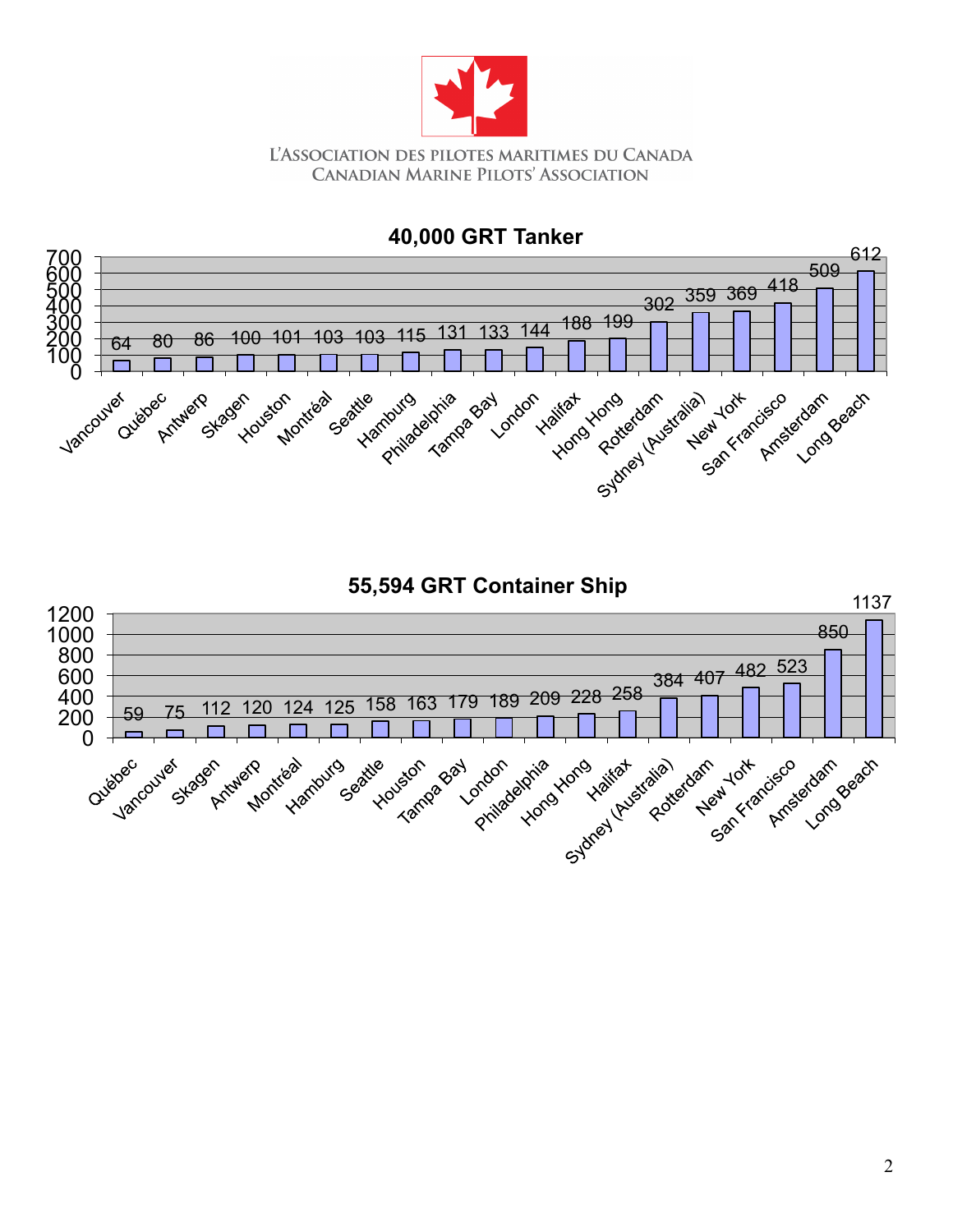L'ASSOCIATION DES PILOTES MARITIMES DU CANADA
CANADIAN MARINE PILOTS' ASSOCIATION

**40,000 GRT Tanker**

700
600
500
400
300
200
100
0

64 80 86 100 101 103 103 115 131 133 144 188 199 302 359 369 418 509 612

Vancouver, Québec, Antwerp, Skagen, Houston, Montréal, Seattle, Hamburg, Philadelphia, Tampa Bay, London, Halifax, Hong Hong, Rotterdam, Sydney (Australia), New York, San Francisco, Amsterdam, Long Beach

**55,594 GRT Container Ship**

1200
1000
800
600
400
200
0

59 75 112 120 124 125 158 163 179 189 209 228 258 384 407 482 523 850 1137

Québec, Vancouver, Skagen, Antwerp, Montréal, Hamburg, Seattle, Houston, Tampa Bay, London, Philadelphia, Hong Hong, Halifax, Sydney (Australia), Rotterdam, New York, San Francisco, Amsterdam, Long Beach